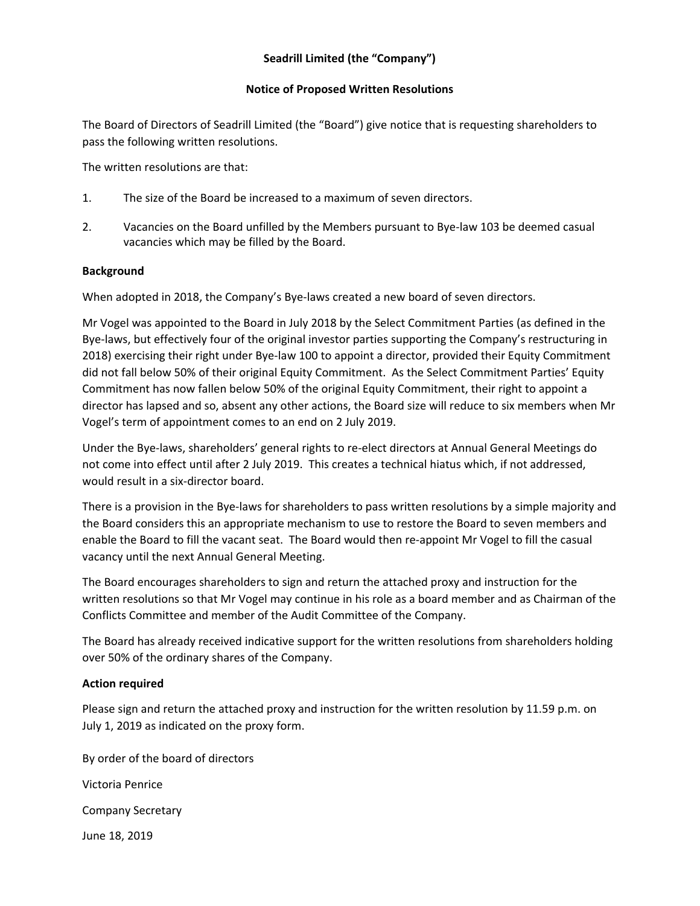**Seadrill Limited (the "Company")**

**Notice of Proposed Written Resolutions**

The Board of Directors of Seadrill Limited (the "Board") give notice that is requesting shareholders to pass the following written resolutions.

The written resolutions are that:

1. The size of the Board be increased to a maximum of seven directors.
2. Vacancies on the Board unfilled by the Members pursuant to Bye-law 103 be deemed casual vacancies which may be filled by the Board.

**Background**

When adopted in 2018, the Company's Bye-laws created a new board of seven directors.

Mr Vogel was appointed to the Board in July 2018 by the Select Commitment Parties (as defined in the Bye-laws, but effectively four of the original investor parties supporting the Company's restructuring in 2018) exercising their right under Bye-law 100 to appoint a director, provided their Equity Commitment did not fall below 50% of their original Equity Commitment. As the Select Commitment Parties' Equity Commitment has now fallen below 50% of the original Equity Commitment, their right to appoint a director has lapsed and so, absent any other actions, the Board size will reduce to six members when Mr Vogel's term of appointment comes to an end on 2 July 2019.

Under the Bye-laws, shareholders' general rights to re-elect directors at Annual General Meetings do not come into effect until after 2 July 2019. This creates a technical hiatus which, if not addressed, would result in a six-director board.

There is a provision in the Bye-laws for shareholders to pass written resolutions by a simple majority and the Board considers this an appropriate mechanism to use to restore the Board to seven members and enable the Board to fill the vacant seat. The Board would then re-appoint Mr Vogel to fill the casual vacancy until the next Annual General Meeting.

The Board encourages shareholders to sign and return the attached proxy and instruction for the written resolutions so that Mr Vogel may continue in his role as a board member and as Chairman of the Conflicts Committee and member of the Audit Committee of the Company.

The Board has already received indicative support for the written resolutions from shareholders holding over 50% of the ordinary shares of the Company.

**Action required**

Please sign and return the attached proxy and instruction for the written resolution by 11.59 p.m. on July 1, 2019 as indicated on the proxy form.

By order of the board of directors

Victoria Penrice

Company Secretary

June 18, 2019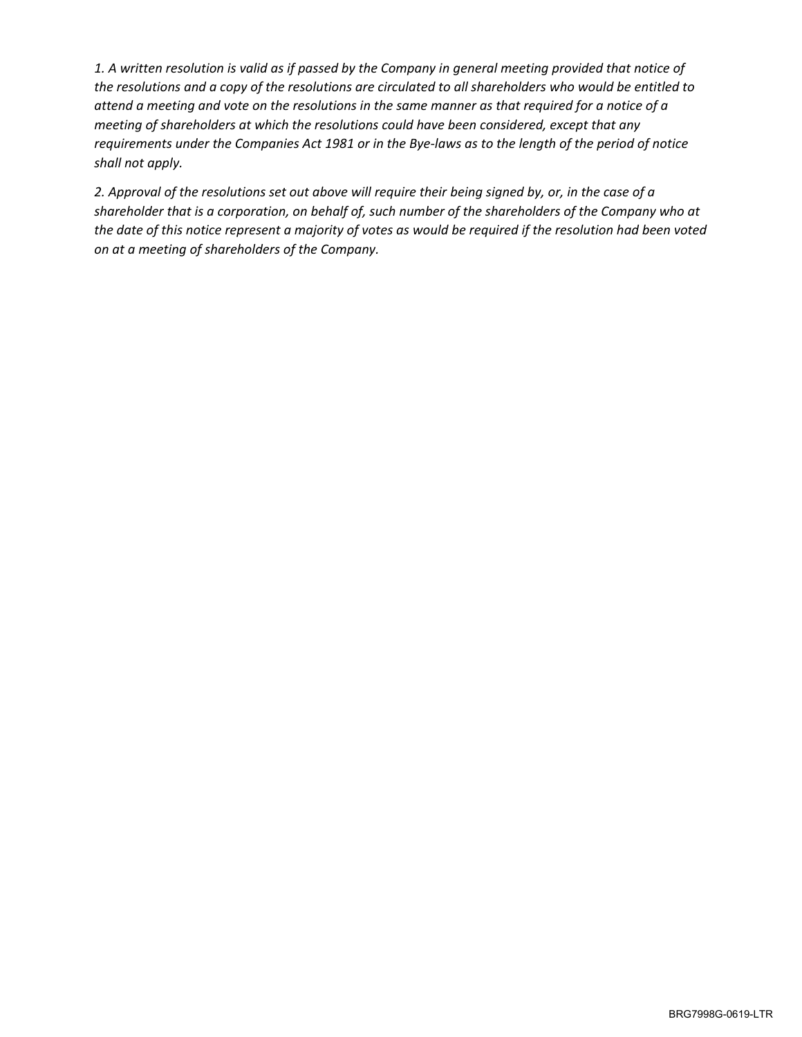*1. A written resolution is valid as if passed by the Company in general meeting provided that notice of the resolutions and a copy of the resolutions are circulated to all shareholders who would be entitled to attend a meeting and vote on the resolutions in the same manner as that required for a notice of a meeting of shareholders at which the resolutions could have been considered, except that any requirements under the Companies Act 1981 or in the Bye-laws as to the length of the period of notice shall not apply.*

*2. Approval of the resolutions set out above will require their being signed by, or, in the case of a shareholder that is a corporation, on behalf of, such number of the shareholders of the Company who at the date of this notice represent a majority of votes as would be required if the resolution had been voted on at a meeting of shareholders of the Company.*

BRG7998G-0619-LTR